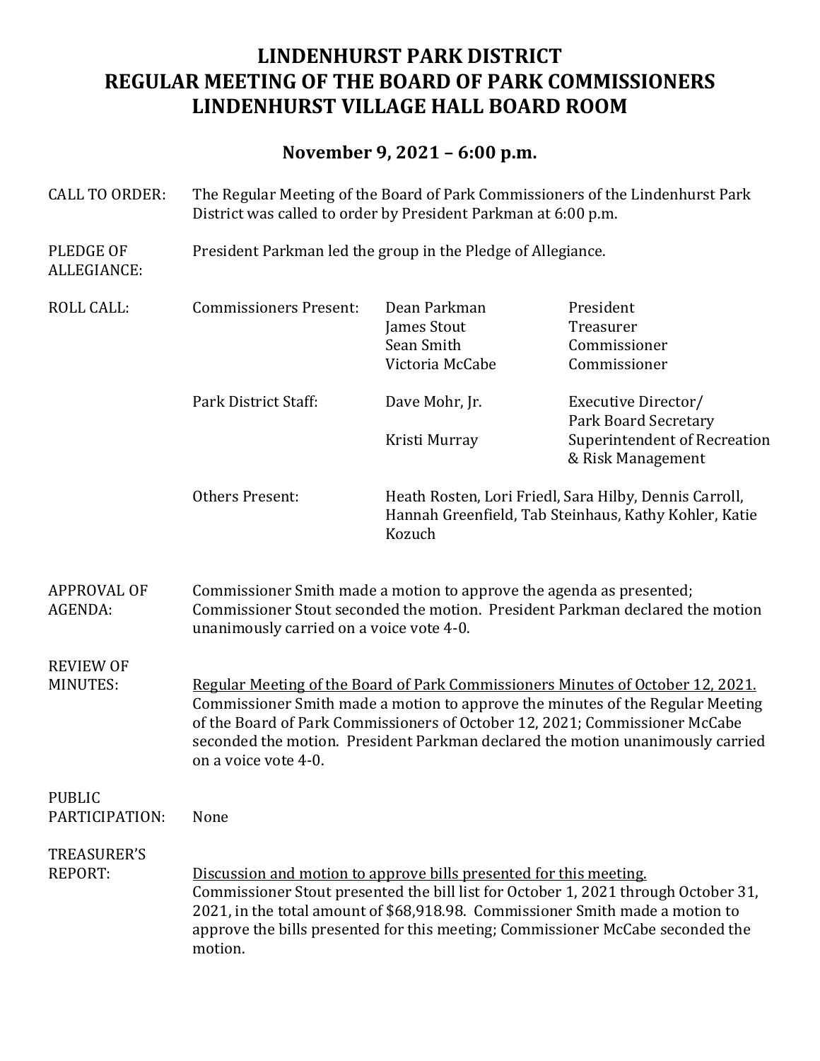# LINDENHURST PARK DISTRICT
# REGULAR MEETING OF THE BOARD OF PARK COMMISSIONERS
# LINDENHURST VILLAGE HALL BOARD ROOM

## November 9, 2021 – 6:00 p.m.

**CALL TO ORDER:** The Regular Meeting of the Board of Park Commissioners of the Lindenhurst Park District was called to order by President Parkman at 6:00 p.m.

**PLEDGE OF ALLEGIANCE:** President Parkman led the group in the Pledge of Allegiance.

**ROLL CALL:**

| | | |
|---|---|---|
| Commissioners Present: | Dean Parkman | President |
| | James Stout | Treasurer |
| | Sean Smith | Commissioner |
| | Victoria McCabe | Commissioner |
| Park District Staff: | Dave Mohr, Jr. | Executive Director/ Park Board Secretary |
| | Kristi Murray | Superintendent of Recreation & Risk Management |
| Others Present: | Heath Rosten, Lori Friedl, Sara Hilby, Dennis Carroll, Hannah Greenfield, Tab Steinhaus, Kathy Kohler, Katie Kozuch | |

**APPROVAL OF AGENDA:** Commissioner Smith made a motion to approve the agenda as presented; Commissioner Stout seconded the motion. President Parkman declared the motion unanimously carried on a voice vote 4-0.

**REVIEW OF MINUTES:** Regular Meeting of the Board of Park Commissioners Minutes of October 12, 2021. Commissioner Smith made a motion to approve the minutes of the Regular Meeting of the Board of Park Commissioners of October 12, 2021; Commissioner McCabe seconded the motion. President Parkman declared the motion unanimously carried on a voice vote 4-0.

**PUBLIC PARTICIPATION:** None

**TREASURER'S REPORT:** Discussion and motion to approve bills presented for this meeting. Commissioner Stout presented the bill list for October 1, 2021 through October 31, 2021, in the total amount of $68,918.98. Commissioner Smith made a motion to approve the bills presented for this meeting; Commissioner McCabe seconded the motion.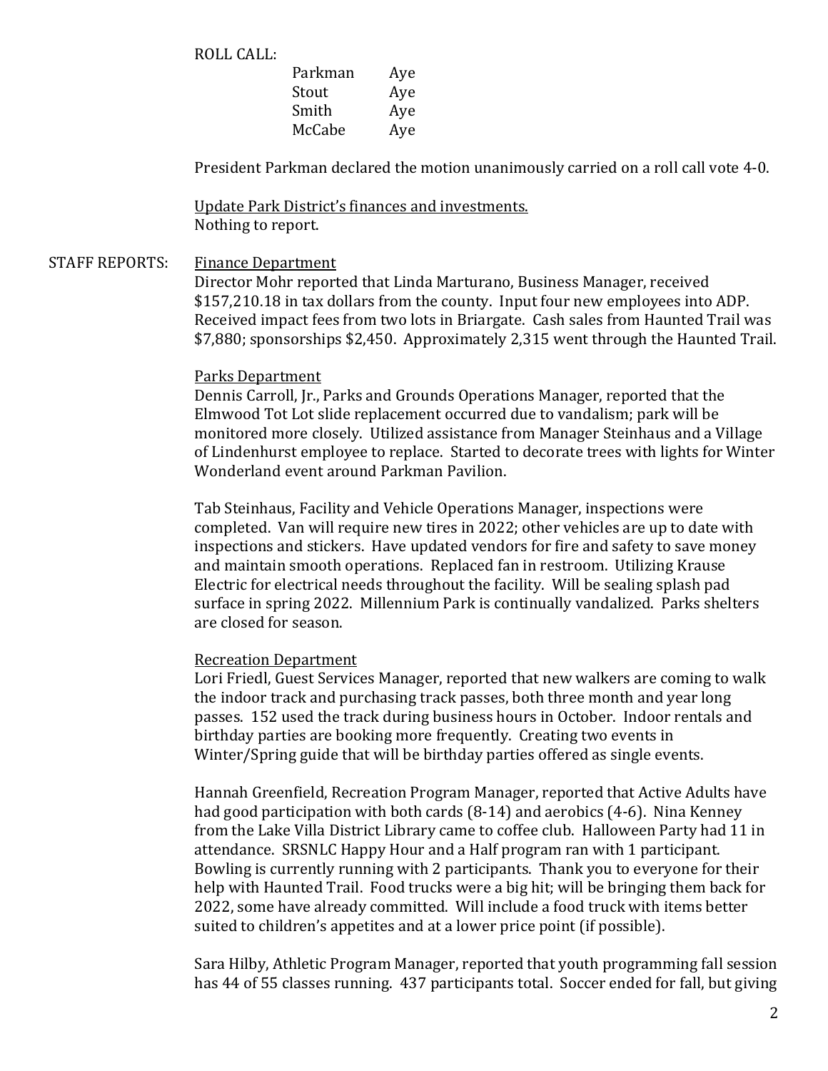ROLL CALL:

| | |
|---|---|
| Parkman | Aye |
| Stout | Aye |
| Smith | Aye |
| McCabe | Aye |

President Parkman declared the motion unanimously carried on a roll call vote 4-0.

Update Park District's finances and investments.
Nothing to report.

STAFF REPORTS:

Finance Department
Director Mohr reported that Linda Marturano, Business Manager, received $157,210.18 in tax dollars from the county. Input four new employees into ADP. Received impact fees from two lots in Briargate. Cash sales from Haunted Trail was $7,880; sponsorships $2,450. Approximately 2,315 went through the Haunted Trail.

Parks Department
Dennis Carroll, Jr., Parks and Grounds Operations Manager, reported that the Elmwood Tot Lot slide replacement occurred due to vandalism; park will be monitored more closely. Utilized assistance from Manager Steinhaus and a Village of Lindenhurst employee to replace. Started to decorate trees with lights for Winter Wonderland event around Parkman Pavilion.

Tab Steinhaus, Facility and Vehicle Operations Manager, inspections were completed. Van will require new tires in 2022; other vehicles are up to date with inspections and stickers. Have updated vendors for fire and safety to save money and maintain smooth operations. Replaced fan in restroom. Utilizing Krause Electric for electrical needs throughout the facility. Will be sealing splash pad surface in spring 2022. Millennium Park is continually vandalized. Parks shelters are closed for season.

Recreation Department
Lori Friedl, Guest Services Manager, reported that new walkers are coming to walk the indoor track and purchasing track passes, both three month and year long passes. 152 used the track during business hours in October. Indoor rentals and birthday parties are booking more frequently. Creating two events in Winter/Spring guide that will be birthday parties offered as single events.

Hannah Greenfield, Recreation Program Manager, reported that Active Adults have had good participation with both cards (8-14) and aerobics (4-6). Nina Kenney from the Lake Villa District Library came to coffee club. Halloween Party had 11 in attendance. SRSNLC Happy Hour and a Half program ran with 1 participant. Bowling is currently running with 2 participants. Thank you to everyone for their help with Haunted Trail. Food trucks were a big hit; will be bringing them back for 2022, some have already committed. Will include a food truck with items better suited to children's appetites and at a lower price point (if possible).

Sara Hilby, Athletic Program Manager, reported that youth programming fall session has 44 of 55 classes running. 437 participants total. Soccer ended for fall, but giving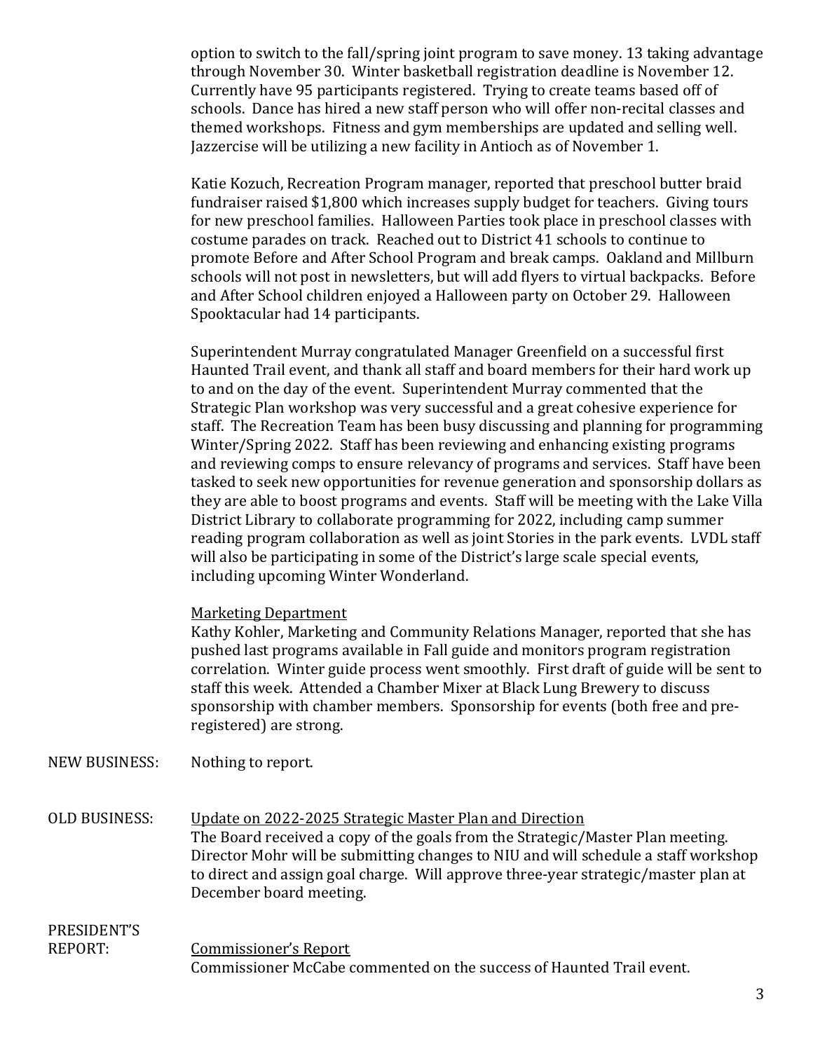option to switch to the fall/spring joint program to save money. 13 taking advantage through November 30. Winter basketball registration deadline is November 12. Currently have 95 participants registered. Trying to create teams based off of schools. Dance has hired a new staff person who will offer non-recital classes and themed workshops. Fitness and gym memberships are updated and selling well. Jazzercise will be utilizing a new facility in Antioch as of November 1.

Katie Kozuch, Recreation Program manager, reported that preschool butter braid fundraiser raised $1,800 which increases supply budget for teachers. Giving tours for new preschool families. Halloween Parties took place in preschool classes with costume parades on track. Reached out to District 41 schools to continue to promote Before and After School Program and break camps. Oakland and Millburn schools will not post in newsletters, but will add flyers to virtual backpacks. Before and After School children enjoyed a Halloween party on October 29. Halloween Spooktacular had 14 participants.

Superintendent Murray congratulated Manager Greenfield on a successful first Haunted Trail event, and thank all staff and board members for their hard work up to and on the day of the event. Superintendent Murray commented that the Strategic Plan workshop was very successful and a great cohesive experience for staff. The Recreation Team has been busy discussing and planning for programming Winter/Spring 2022. Staff has been reviewing and enhancing existing programs and reviewing comps to ensure relevancy of programs and services. Staff have been tasked to seek new opportunities for revenue generation and sponsorship dollars as they are able to boost programs and events. Staff will be meeting with the Lake Villa District Library to collaborate programming for 2022, including camp summer reading program collaboration as well as joint Stories in the park events. LVDL staff will also be participating in some of the District's large scale special events, including upcoming Winter Wonderland.

Marketing Department

Kathy Kohler, Marketing and Community Relations Manager, reported that she has pushed last programs available in Fall guide and monitors program registration correlation. Winter guide process went smoothly. First draft of guide will be sent to staff this week. Attended a Chamber Mixer at Black Lung Brewery to discuss sponsorship with chamber members. Sponsorship for events (both free and pre-registered) are strong.

NEW BUSINESS: Nothing to report.

OLD BUSINESS: Update on 2022-2025 Strategic Master Plan and Direction

The Board received a copy of the goals from the Strategic/Master Plan meeting. Director Mohr will be submitting changes to NIU and will schedule a staff workshop to direct and assign goal charge. Will approve three-year strategic/master plan at December board meeting.

PRESIDENT'S REPORT: Commissioner's Report

Commissioner McCabe commented on the success of Haunted Trail event.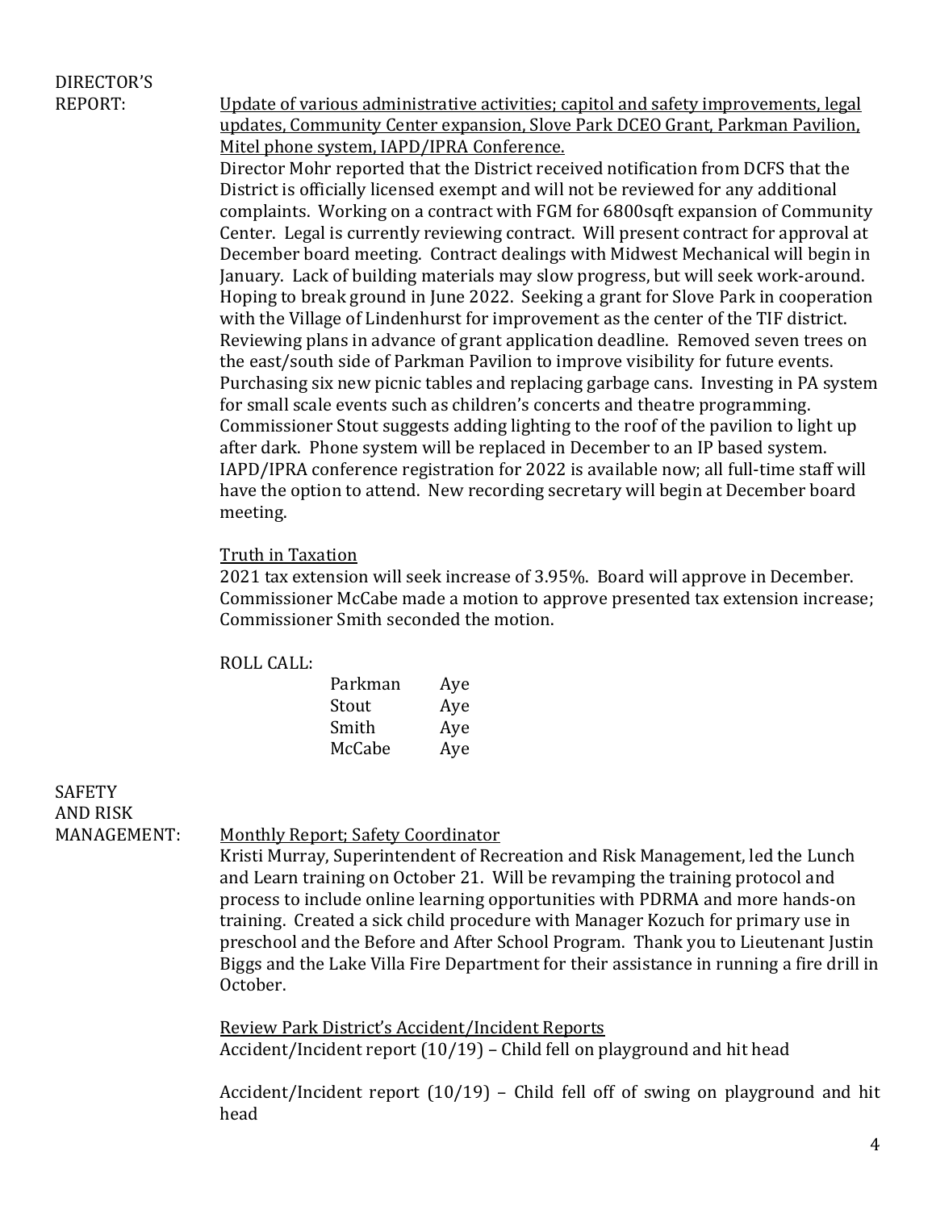**DIRECTOR'S REPORT:**

Update of various administrative activities; capitol and safety improvements, legal updates, Community Center expansion, Slove Park DCEO Grant, Parkman Pavilion, Mitel phone system, IAPD/IPRA Conference.

Director Mohr reported that the District received notification from DCFS that the District is officially licensed exempt and will not be reviewed for any additional complaints. Working on a contract with FGM for 6800sqft expansion of Community Center. Legal is currently reviewing contract. Will present contract for approval at December board meeting. Contract dealings with Midwest Mechanical will begin in January. Lack of building materials may slow progress, but will seek work-around. Hoping to break ground in June 2022. Seeking a grant for Slove Park in cooperation with the Village of Lindenhurst for improvement as the center of the TIF district. Reviewing plans in advance of grant application deadline. Removed seven trees on the east/south side of Parkman Pavilion to improve visibility for future events. Purchasing six new picnic tables and replacing garbage cans. Investing in PA system for small scale events such as children's concerts and theatre programming. Commissioner Stout suggests adding lighting to the roof of the pavilion to light up after dark. Phone system will be replaced in December to an IP based system. IAPD/IPRA conference registration for 2022 is available now; all full-time staff will have the option to attend. New recording secretary will begin at December board meeting.

Truth in Taxation

2021 tax extension will seek increase of 3.95%. Board will approve in December. Commissioner McCabe made a motion to approve presented tax extension increase; Commissioner Smith seconded the motion.

ROLL CALL:

| | |
|---|---|
| Parkman | Aye |
| Stout | Aye |
| Smith | Aye |
| McCabe | Aye |

**SAFETY AND RISK MANAGEMENT:**

Monthly Report; Safety Coordinator

Kristi Murray, Superintendent of Recreation and Risk Management, led the Lunch and Learn training on October 21. Will be revamping the training protocol and process to include online learning opportunities with PDRMA and more hands-on training. Created a sick child procedure with Manager Kozuch for primary use in preschool and the Before and After School Program. Thank you to Lieutenant Justin Biggs and the Lake Villa Fire Department for their assistance in running a fire drill in October.

Review Park District's Accident/Incident Reports

Accident/Incident report (10/19) – Child fell on playground and hit head

Accident/Incident report (10/19) – Child fell off of swing on playground and hit head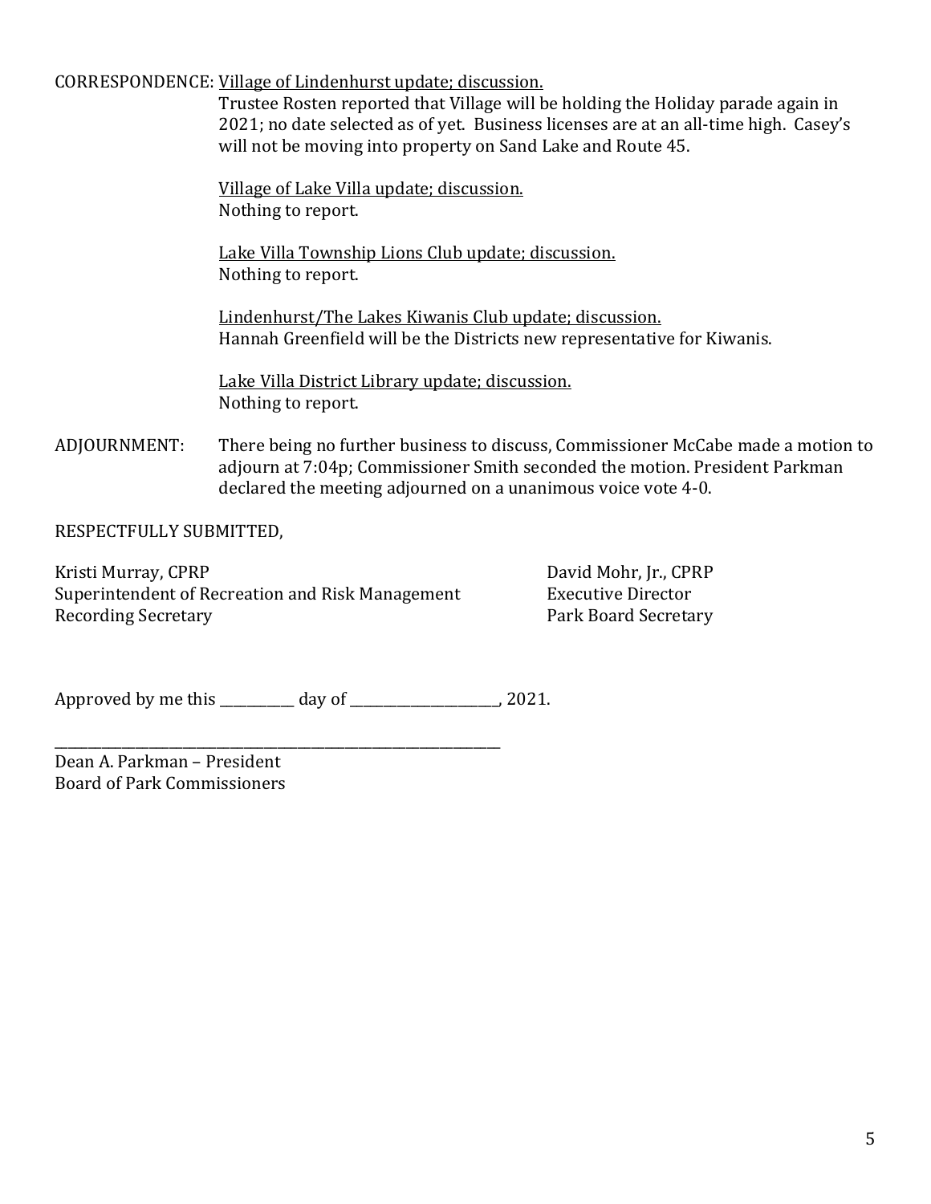CORRESPONDENCE: Village of Lindenhurst update; discussion.

Trustee Rosten reported that Village will be holding the Holiday parade again in 2021; no date selected as of yet. Business licenses are at an all-time high. Casey's will not be moving into property on Sand Lake and Route 45.

Village of Lake Villa update; discussion.

Nothing to report.

Lake Villa Township Lions Club update; discussion.

Nothing to report.

Lindenhurst/The Lakes Kiwanis Club update; discussion.

Hannah Greenfield will be the Districts new representative for Kiwanis.

Lake Villa District Library update; discussion.

Nothing to report.

ADJOURNMENT: There being no further business to discuss, Commissioner McCabe made a motion to adjourn at 7:04p; Commissioner Smith seconded the motion. President Parkman declared the meeting adjourned on a unanimous voice vote 4-0.

RESPECTFULLY SUBMITTED,

Kristi Murray, CPRP
Superintendent of Recreation and Risk Management
Recording Secretary

David Mohr, Jr., CPRP
Executive Director
Park Board Secretary

Approved by me this ___________ day of ______________________, 2021.

_________________________________________________________________

Dean A. Parkman – President
Board of Park Commissioners